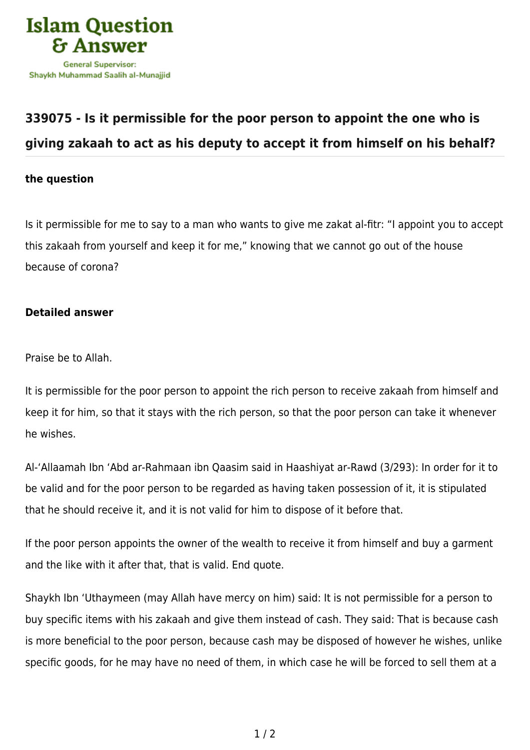# 339075 - Is it permissible for the poor person to appoint the one who is giving zakaah to act as his deputy to accept it from himself on his behalf?

**the question**

Is it permissible for me to say to a man who wants to give me zakat al-fitr: "I appoint you to accept this zakaah from yourself and keep it for me," knowing that we cannot go out of the house because of corona?

**Detailed answer**

Praise be to Allah.

It is permissible for the poor person to appoint the rich person to receive zakaah from himself and keep it for him, so that it stays with the rich person, so that the poor person can take it whenever he wishes.

Al-'Allaamah Ibn 'Abd ar-Rahmaan ibn Qaasim said in Haashiyat ar-Rawd (3/293): In order for it to be valid and for the poor person to be regarded as having taken possession of it, it is stipulated that he should receive it, and it is not valid for him to dispose of it before that.

If the poor person appoints the owner of the wealth to receive it from himself and buy a garment and the like with it after that, that is valid. End quote.

Shaykh Ibn 'Uthaymeen (may Allah have mercy on him) said: It is not permissible for a person to buy specific items with his zakaah and give them instead of cash. They said: That is because cash is more beneficial to the poor person, because cash may be disposed of however he wishes, unlike specific goods, for he may have no need of them, in which case he will be forced to sell them at a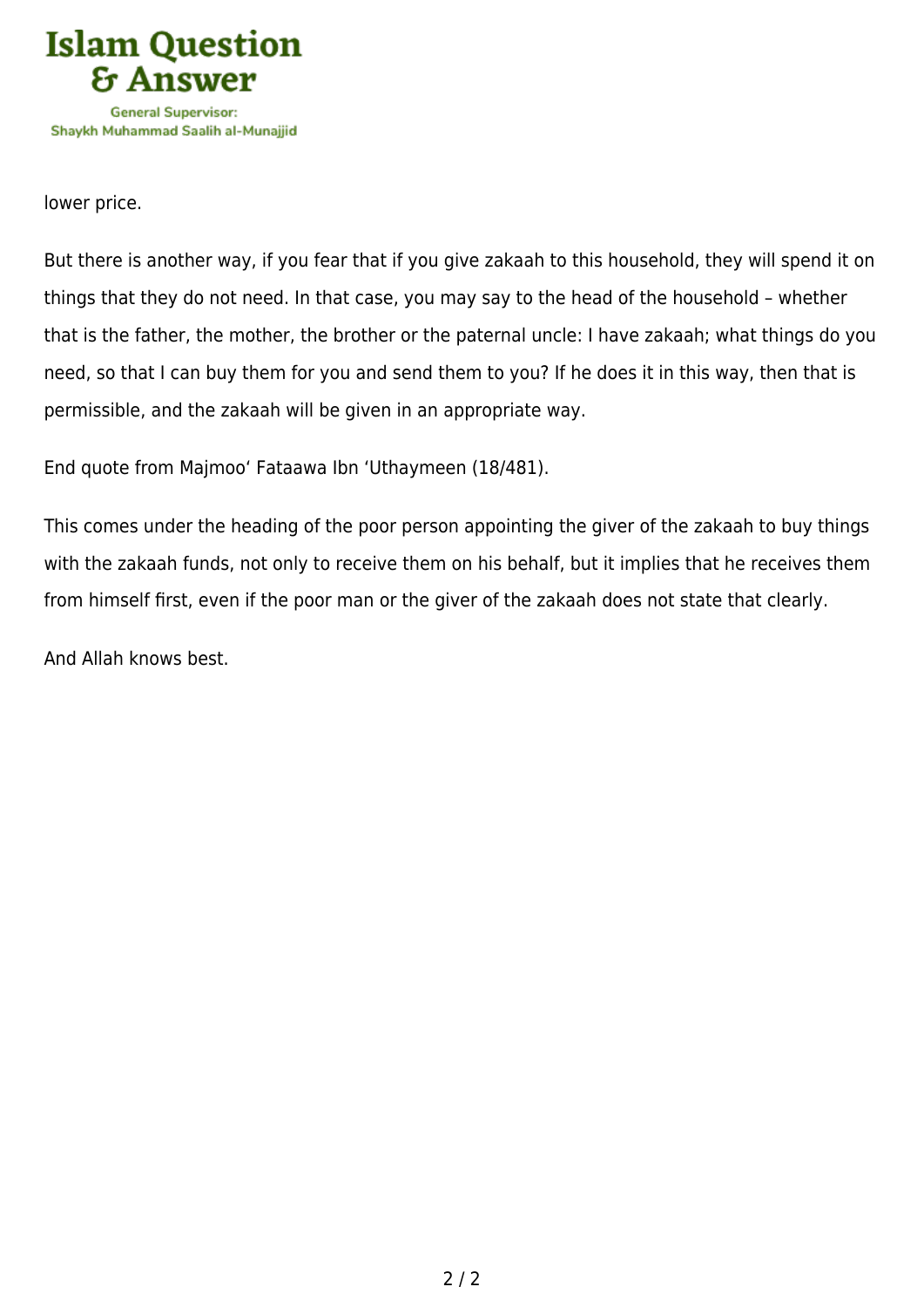lower price.

But there is another way, if you fear that if you give zakaah to this household, they will spend it on things that they do not need. In that case, you may say to the head of the household – whether that is the father, the mother, the brother or the paternal uncle: I have zakaah; what things do you need, so that I can buy them for you and send them to you? If he does it in this way, then that is permissible, and the zakaah will be given in an appropriate way.

End quote from Majmoo‘ Fataawa Ibn ‘Uthaymeen (18/481).

This comes under the heading of the poor person appointing the giver of the zakaah to buy things with the zakaah funds, not only to receive them on his behalf, but it implies that he receives them from himself first, even if the poor man or the giver of the zakaah does not state that clearly.

And Allah knows best.